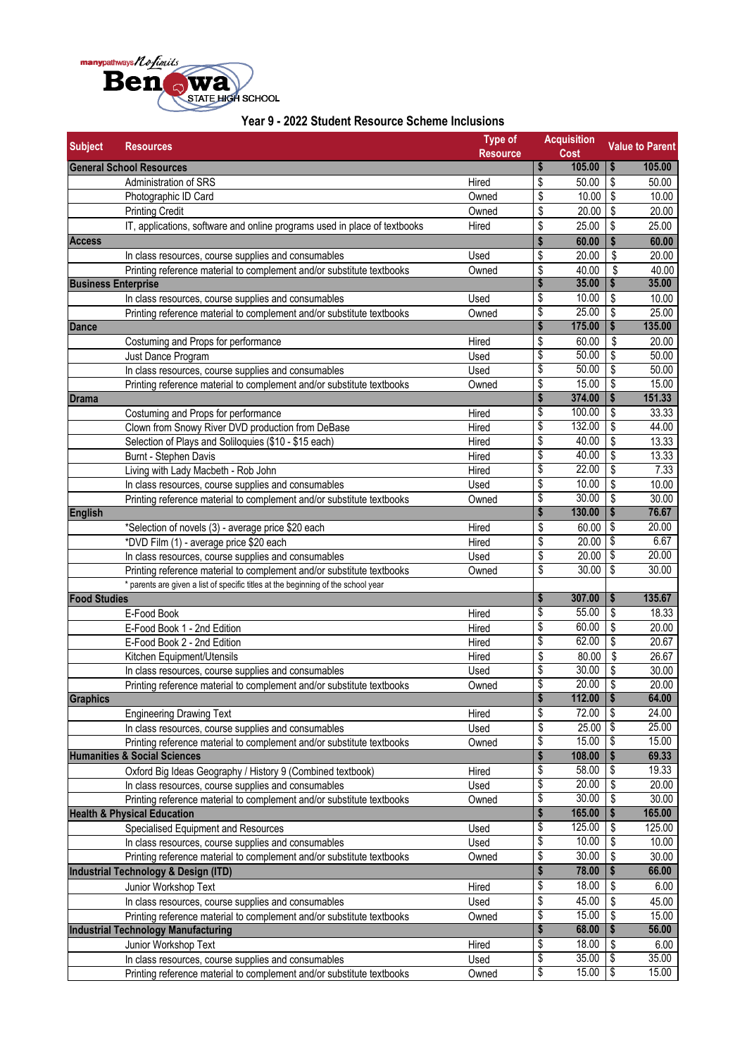manypathways No limits
Benowa STATE HIGH SCHOOL

## Year 9 - 2022 Student Resource Scheme Inclusions

| Subject | Resources | Type of Resource | Acquisition Cost | Value to Parent |
|---|---|---|---|---|
| **General School Resources** | | | **$ 105.00** | **$ 105.00** |
| | Administration of SRS | Hired | $ 50.00 | $ 50.00 |
| | Photographic ID Card | Owned | $ 10.00 | $ 10.00 |
| | Printing Credit | Owned | $ 20.00 | $ 20.00 |
| | IT, applications, software and online programs used in place of textbooks | Hired | $ 25.00 | $ 25.00 |
| **Access** | | | **$ 60.00** | **$ 60.00** |
| | In class resources, course supplies and consumables | Used | $ 20.00 | $ 20.00 |
| | Printing reference material to complement and/or substitute textbooks | Owned | $ 40.00 | $ 40.00 |
| **Business Enterprise** | | | **$ 35.00** | **$ 35.00** |
| | In class resources, course supplies and consumables | Used | $ 10.00 | $ 10.00 |
| | Printing reference material to complement and/or substitute textbooks | Owned | $ 25.00 | $ 25.00 |
| **Dance** | | | **$ 175.00** | **$ 135.00** |
| | Costuming and Props for performance | Hired | $ 60.00 | $ 20.00 |
| | Just Dance Program | Used | $ 50.00 | $ 50.00 |
| | In class resources, course supplies and consumables | Used | $ 50.00 | $ 50.00 |
| | Printing reference material to complement and/or substitute textbooks | Owned | $ 15.00 | $ 15.00 |
| **Drama** | | | **$ 374.00** | **$ 151.33** |
| | Costuming and Props for performance | Hired | $ 100.00 | $ 33.33 |
| | Clown from Snowy River DVD production from DeBase | Hired | $ 132.00 | $ 44.00 |
| | Selection of Plays and Soliloquies ($10 - $15 each) | Hired | $ 40.00 | $ 13.33 |
| | Burnt - Stephen Davis | Hired | $ 40.00 | $ 13.33 |
| | Living with Lady Macbeth - Rob John | Hired | $ 22.00 | $ 7.33 |
| | In class resources, course supplies and consumables | Used | $ 10.00 | $ 10.00 |
| | Printing reference material to complement and/or substitute textbooks | Owned | $ 30.00 | $ 30.00 |
| **English** | | | **$ 130.00** | **$ 76.67** |
| | *Selection of novels (3) - average price $20 each | Hired | $ 60.00 | $ 20.00 |
| | *DVD Film (1) - average price $20 each | Hired | $ 20.00 | $ 6.67 |
| | In class resources, course supplies and consumables | Used | $ 20.00 | $ 20.00 |
| | Printing reference material to complement and/or substitute textbooks | Owned | $ 30.00 | $ 30.00 |
| | * parents are given a list of specific titles at the beginning of the school year | | | |
| **Food Studies** | | | **$ 307.00** | **$ 135.67** |
| | E-Food Book | Hired | $ 55.00 | $ 18.33 |
| | E-Food Book 1 - 2nd Edition | Hired | $ 60.00 | $ 20.00 |
| | E-Food Book 2 - 2nd Edition | Hired | $ 62.00 | $ 20.67 |
| | Kitchen Equipment/Utensils | Hired | $ 80.00 | $ 26.67 |
| | In class resources, course supplies and consumables | Used | $ 30.00 | $ 30.00 |
| | Printing reference material to complement and/or substitute textbooks | Owned | $ 20.00 | $ 20.00 |
| **Graphics** | | | **$ 112.00** | **$ 64.00** |
| | Engineering Drawing Text | Hired | $ 72.00 | $ 24.00 |
| | In class resources, course supplies and consumables | Used | $ 25.00 | $ 25.00 |
| | Printing reference material to complement and/or substitute textbooks | Owned | $ 15.00 | $ 15.00 |
| **Humanities & Social Sciences** | | | **$ 108.00** | **$ 69.33** |
| | Oxford Big Ideas Geography / History 9 (Combined textbook) | Hired | $ 58.00 | $ 19.33 |
| | In class resources, course supplies and consumables | Used | $ 20.00 | $ 20.00 |
| | Printing reference material to complement and/or substitute textbooks | Owned | $ 30.00 | $ 30.00 |
| **Health & Physical Education** | | | **$ 165.00** | **$ 165.00** |
| | Specialised Equipment and Resources | Used | $ 125.00 | $ 125.00 |
| | In class resources, course supplies and consumables | Used | $ 10.00 | $ 10.00 |
| | Printing reference material to complement and/or substitute textbooks | Owned | $ 30.00 | $ 30.00 |
| **Industrial Technology & Design (ITD)** | | | **$ 78.00** | **$ 66.00** |
| | Junior Workshop Text | Hired | $ 18.00 | $ 6.00 |
| | In class resources, course supplies and consumables | Used | $ 45.00 | $ 45.00 |
| | Printing reference material to complement and/or substitute textbooks | Owned | $ 15.00 | $ 15.00 |
| **Industrial Technology Manufacturing** | | | **$ 68.00** | **$ 56.00** |
| | Junior Workshop Text | Hired | $ 18.00 | $ 6.00 |
| | In class resources, course supplies and consumables | Used | $ 35.00 | $ 35.00 |
| | Printing reference material to complement and/or substitute textbooks | Owned | $ 15.00 | $ 15.00 |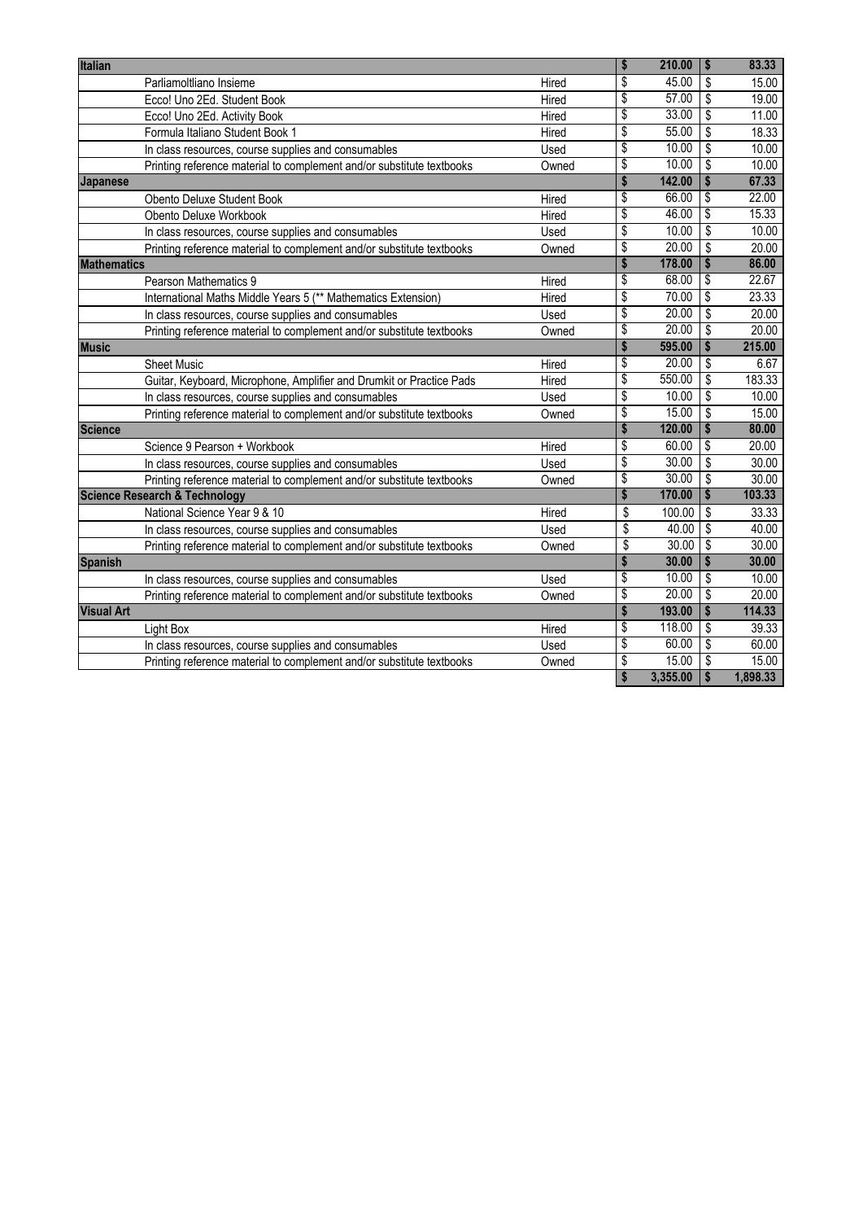| | | | | |
|---|---|---|---|---|
| **Italian** | | | **$ 210.00** | **$ 83.33** |
| | Parliamoltliano Insieme | Hired | $ 45.00 | $ 15.00 |
| | Ecco! Uno 2Ed. Student Book | Hired | $ 57.00 | $ 19.00 |
| | Ecco! Uno 2Ed. Activity Book | Hired | $ 33.00 | $ 11.00 |
| | Formula Italiano Student Book 1 | Hired | $ 55.00 | $ 18.33 |
| | In class resources, course supplies and consumables | Used | $ 10.00 | $ 10.00 |
| | Printing reference material to complement and/or substitute textbooks | Owned | $ 10.00 | $ 10.00 |
| **Japanese** | | | **$ 142.00** | **$ 67.33** |
| | Obento Deluxe Student Book | Hired | $ 66.00 | $ 22.00 |
| | Obento Deluxe Workbook | Hired | $ 46.00 | $ 15.33 |
| | In class resources, course supplies and consumables | Used | $ 10.00 | $ 10.00 |
| | Printing reference material to complement and/or substitute textbooks | Owned | $ 20.00 | $ 20.00 |
| **Mathematics** | | | **$ 178.00** | **$ 86.00** |
| | Pearson Mathematics 9 | Hired | $ 68.00 | $ 22.67 |
| | International Maths Middle Years 5 (** Mathematics Extension) | Hired | $ 70.00 | $ 23.33 |
| | In class resources, course supplies and consumables | Used | $ 20.00 | $ 20.00 |
| | Printing reference material to complement and/or substitute textbooks | Owned | $ 20.00 | $ 20.00 |
| **Music** | | | **$ 595.00** | **$ 215.00** |
| | Sheet Music | Hired | $ 20.00 | $ 6.67 |
| | Guitar, Keyboard, Microphone, Amplifier and Drumkit or Practice Pads | Hired | $ 550.00 | $ 183.33 |
| | In class resources, course supplies and consumables | Used | $ 10.00 | $ 10.00 |
| | Printing reference material to complement and/or substitute textbooks | Owned | $ 15.00 | $ 15.00 |
| **Science** | | | **$ 120.00** | **$ 80.00** |
| | Science 9 Pearson + Workbook | Hired | $ 60.00 | $ 20.00 |
| | In class resources, course supplies and consumables | Used | $ 30.00 | $ 30.00 |
| | Printing reference material to complement and/or substitute textbooks | Owned | $ 30.00 | $ 30.00 |
| **Science Research & Technology** | | | **$ 170.00** | **$ 103.33** |
| | National Science Year 9 & 10 | Hired | $ 100.00 | $ 33.33 |
| | In class resources, course supplies and consumables | Used | $ 40.00 | $ 40.00 |
| | Printing reference material to complement and/or substitute textbooks | Owned | $ 30.00 | $ 30.00 |
| **Spanish** | | | **$ 30.00** | **$ 30.00** |
| | In class resources, course supplies and consumables | Used | $ 10.00 | $ 10.00 |
| | Printing reference material to complement and/or substitute textbooks | Owned | $ 20.00 | $ 20.00 |
| **Visual Art** | | | **$ 193.00** | **$ 114.33** |
| | Light Box | Hired | $ 118.00 | $ 39.33 |
| | In class resources, course supplies and consumables | Used | $ 60.00 | $ 60.00 |
| | Printing reference material to complement and/or substitute textbooks | Owned | $ 15.00 | $ 15.00 |
| | | | **$ 3,355.00** | **$ 1,898.33** |